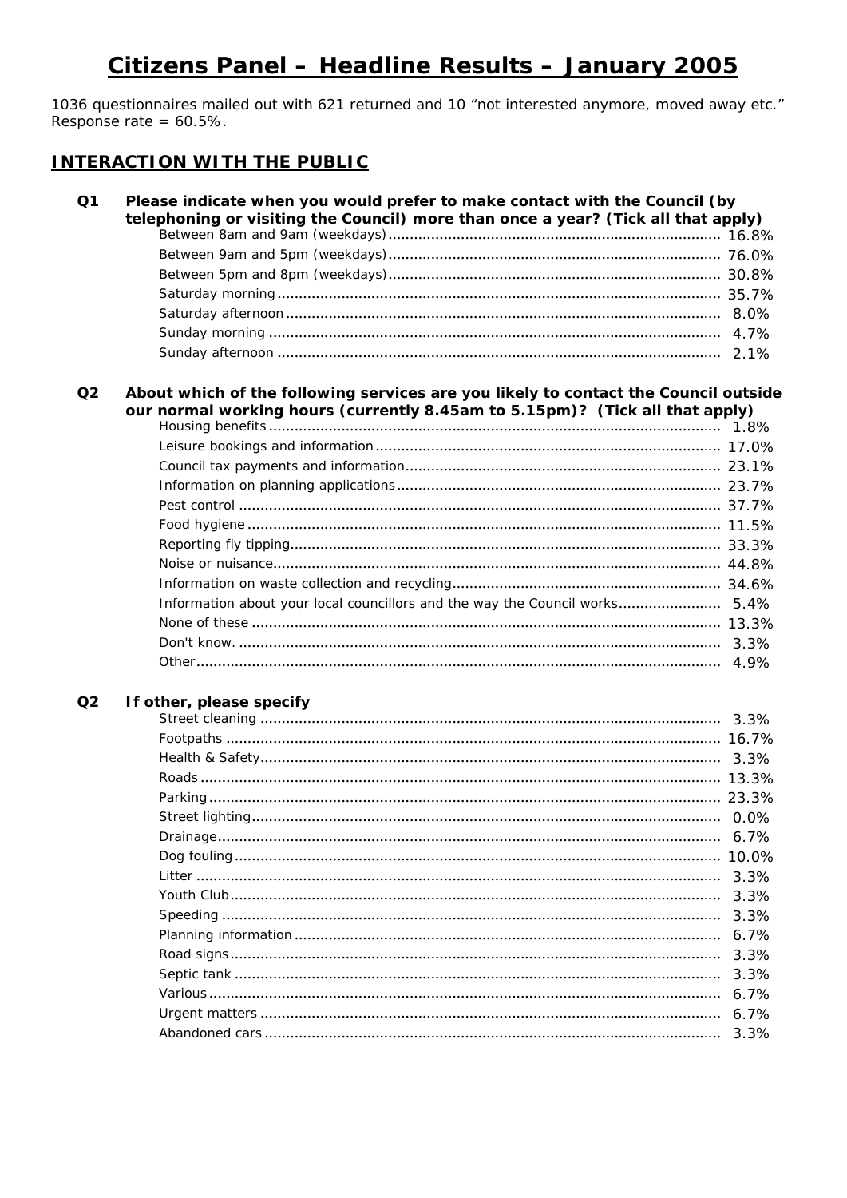# Citizens Panel – Headline Results – January 2005

1036 questionnaires mailed out with 621 returned and 10 "not interested anymore, moved away etc." Response rate = 60.5%.

## INTERACTION WITH THE PUBLIC

**Q1 Please indicate when you would prefer to make contact with the Council (by telephoning or visiting the Council) more than once a year? (Tick all that apply)**

| | |
|---|---|
| Between 8am and 9am (weekdays) | 16.8% |
| Between 9am and 5pm (weekdays) | 76.0% |
| Between 5pm and 8pm (weekdays) | 30.8% |
| Saturday morning | 35.7% |
| Saturday afternoon | 8.0% |
| Sunday morning | 4.7% |
| Sunday afternoon | 2.1% |

**Q2 About which of the following services are you likely to contact the Council outside our normal working hours (currently 8.45am to 5.15pm)? (Tick all that apply)**

| | |
|---|---|
| Housing benefits | 1.8% |
| Leisure bookings and information | 17.0% |
| Council tax payments and information | 23.1% |
| Information on planning applications | 23.7% |
| Pest control | 37.7% |
| Food hygiene | 11.5% |
| Reporting fly tipping | 33.3% |
| Noise or nuisance | 44.8% |
| Information on waste collection and recycling | 34.6% |
| Information about your local councillors and the way the Council works | 5.4% |
| None of these | 13.3% |
| Don't know. | 3.3% |
| Other | 4.9% |

**Q2 If other, please specify**

| | |
|---|---|
| Street cleaning | 3.3% |
| Footpaths | 16.7% |
| Health & Safety | 3.3% |
| Roads | 13.3% |
| Parking | 23.3% |
| Street lighting | 0.0% |
| Drainage | 6.7% |
| Dog fouling | 10.0% |
| Litter | 3.3% |
| Youth Club | 3.3% |
| Speeding | 3.3% |
| Planning information | 6.7% |
| Road signs | 3.3% |
| Septic tank | 3.3% |
| Various | 6.7% |
| Urgent matters | 6.7% |
| Abandoned cars | 3.3% |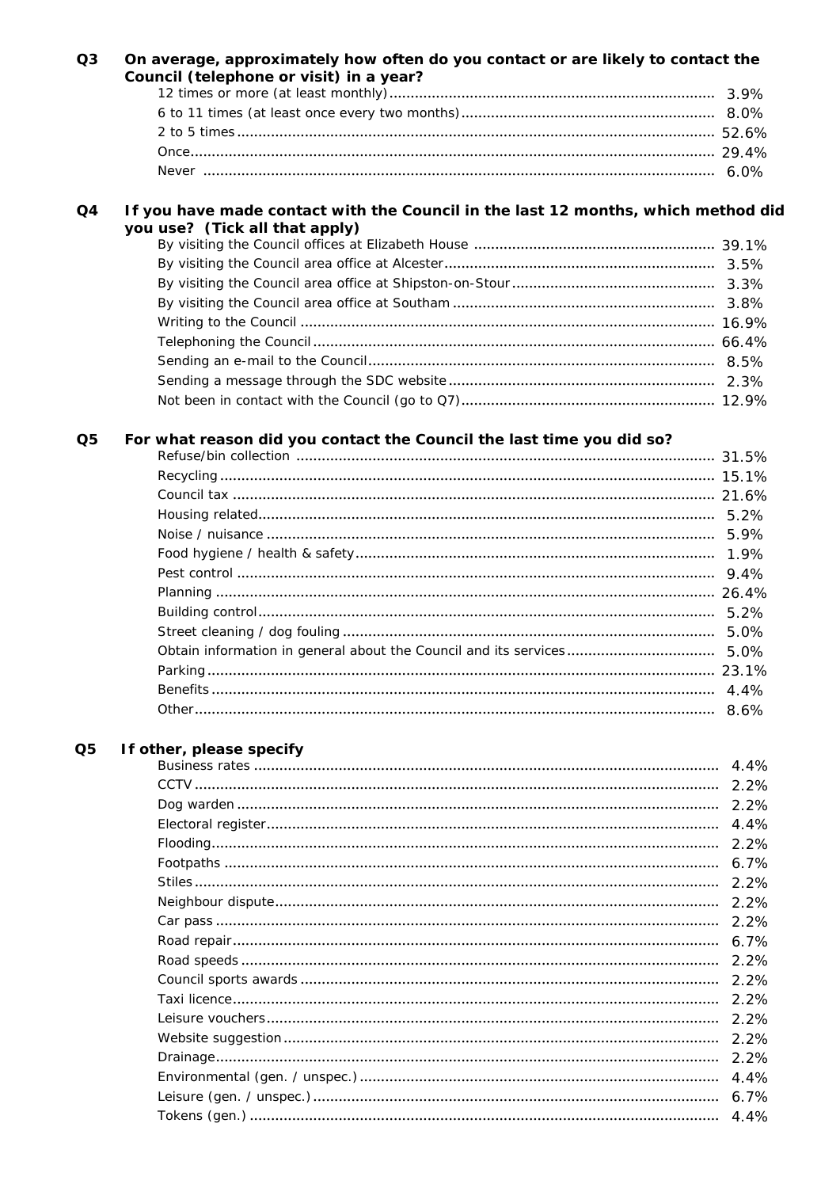**Q3 On average, approximately how often do you contact or are likely to contact the Council (telephone or visit) in a year?**

| | |
|---|---|
| 12 times or more (at least monthly) | 3.9% |
| 6 to 11 times (at least once every two months) | 8.0% |
| 2 to 5 times | 52.6% |
| Once | 29.4% |
| Never | 6.0% |

**Q4 If you have made contact with the Council in the last 12 months, which method did you use? (Tick all that apply)**

| | |
|---|---|
| By visiting the Council offices at Elizabeth House | 39.1% |
| By visiting the Council area office at Alcester | 3.5% |
| By visiting the Council area office at Shipston-on-Stour | 3.3% |
| By visiting the Council area office at Southam | 3.8% |
| Writing to the Council | 16.9% |
| Telephoning the Council | 66.4% |
| Sending an e-mail to the Council | 8.5% |
| Sending a message through the SDC website | 2.3% |
| Not been in contact with the Council (go to Q7) | 12.9% |

**Q5 For what reason did you contact the Council the last time you did so?**

| | |
|---|---|
| Refuse/bin collection | 31.5% |
| Recycling | 15.1% |
| Council tax | 21.6% |
| Housing related | 5.2% |
| Noise / nuisance | 5.9% |
| Food hygiene / health & safety | 1.9% |
| Pest control | 9.4% |
| Planning | 26.4% |
| Building control | 5.2% |
| Street cleaning / dog fouling | 5.0% |
| Obtain information in general about the Council and its services | 5.0% |
| Parking | 23.1% |
| Benefits | 4.4% |
| Other | 8.6% |

**Q5 If other, please specify**

| | |
|---|---|
| Business rates | 4.4% |
| CCTV | 2.2% |
| Dog warden | 2.2% |
| Electoral register | 4.4% |
| Flooding | 2.2% |
| Footpaths | 6.7% |
| Stiles | 2.2% |
| Neighbour dispute | 2.2% |
| Car pass | 2.2% |
| Road repair | 6.7% |
| Road speeds | 2.2% |
| Council sports awards | 2.2% |
| Taxi licence | 2.2% |
| Leisure vouchers | 2.2% |
| Website suggestion | 2.2% |
| Drainage | 2.2% |
| Environmental (gen. / unspec.) | 4.4% |
| Leisure (gen. / unspec.) | 6.7% |
| Tokens (gen.) | 4.4% |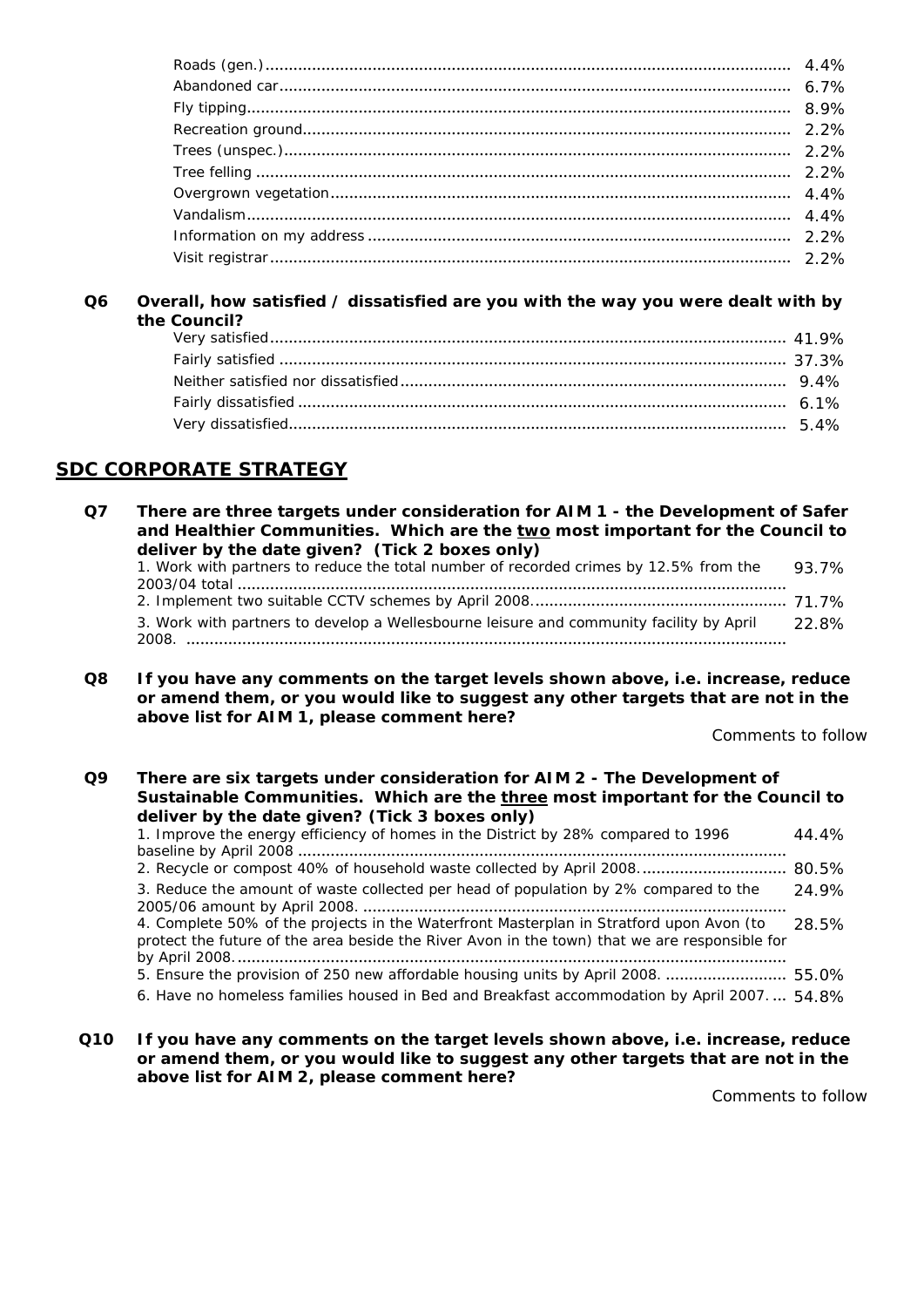| | |
|---|---|
| Roads (gen.) | 4.4% |
| Abandoned car | 6.7% |
| Fly tipping | 8.9% |
| Recreation ground | 2.2% |
| Trees (unspec.) | 2.2% |
| Tree felling | 2.2% |
| Overgrown vegetation | 4.4% |
| Vandalism | 4.4% |
| Information on my address | 2.2% |
| Visit registrar | 2.2% |

**Q6 Overall, how satisfied / dissatisfied are you with the way you were dealt with by the Council?**

| | |
|---|---|
| Very satisfied | 41.9% |
| Fairly satisfied | 37.3% |
| Neither satisfied nor dissatisfied | 9.4% |
| Fairly dissatisfied | 6.1% |
| Very dissatisfied | 5.4% |

## SDC CORPORATE STRATEGY

**Q7 There are three targets under consideration for AIM 1 - the Development of Safer and Healthier Communities. Which are the two most important for the Council to deliver by the date given? (Tick 2 boxes only)**

| | |
|---|---|
| 1. Work with partners to reduce the total number of recorded crimes by 12.5% from the 2003/04 total | 93.7% |
| 2. Implement two suitable CCTV schemes by April 2008. | 71.7% |
| 3. Work with partners to develop a Wellesbourne leisure and community facility by April 2008. | 22.8% |

**Q8 If you have any comments on the target levels shown above, i.e. increase, reduce or amend them, or you would like to suggest any other targets that are not in the above list for AIM 1, please comment here?**

Comments to follow

**Q9 There are six targets under consideration for AIM 2 - The Development of Sustainable Communities. Which are the three most important for the Council to deliver by the date given? (Tick 3 boxes only)**

| | |
|---|---|
| 1. Improve the energy efficiency of homes in the District by 28% compared to 1996 baseline by April 2008 | 44.4% |
| 2. Recycle or compost 40% of household waste collected by April 2008. | 80.5% |
| 3. Reduce the amount of waste collected per head of population by 2% compared to the 2005/06 amount by April 2008. | 24.9% |
| 4. Complete 50% of the projects in the Waterfront Masterplan in Stratford upon Avon (to protect the future of the area beside the River Avon in the town) that we are responsible for by April 2008. | 28.5% |
| 5. Ensure the provision of 250 new affordable housing units by April 2008. | 55.0% |
| 6. Have no homeless families housed in Bed and Breakfast accommodation by April 2007. | 54.8% |

**Q10 If you have any comments on the target levels shown above, i.e. increase, reduce or amend them, or you would like to suggest any other targets that are not in the above list for AIM 2, please comment here?**

Comments to follow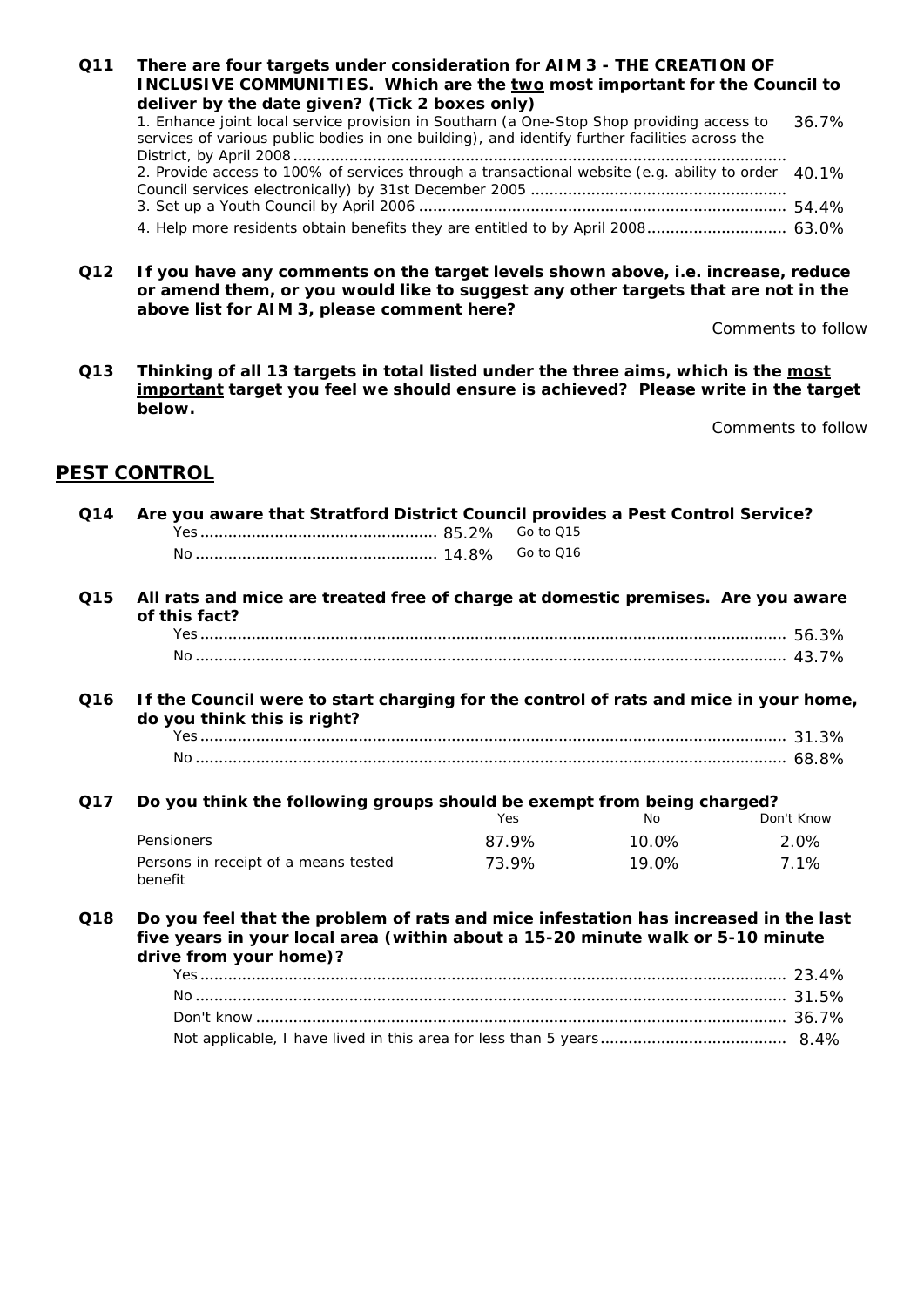**Q11 There are four targets under consideration for AIM 3 - THE CREATION OF INCLUSIVE COMMUNITIES. Which are the two most important for the Council to deliver by the date given? (Tick 2 boxes only)**

| | |
|---|---|
| 1. Enhance joint local service provision in Southam (a One-Stop Shop providing access to services of various public bodies in one building), and identify further facilities across the District, by April 2008 | 36.7% |
| 2. Provide access to 100% of services through a transactional website (e.g. ability to order Council services electronically) by 31st December 2005 | 40.1% |
| 3. Set up a Youth Council by April 2006 | 54.4% |
| 4. Help more residents obtain benefits they are entitled to by April 2008 | 63.0% |

**Q12 If you have any comments on the target levels shown above, i.e. increase, reduce or amend them, or you would like to suggest any other targets that are not in the above list for AIM 3, please comment here?**

Comments to follow

**Q13 Thinking of all 13 targets in total listed under the three aims, which is the most important target you feel we should ensure is achieved? Please write in the target below.**

Comments to follow

## PEST CONTROL

**Q14 Are you aware that Stratford District Council provides a Pest Control Service?**

| | | |
|---|---|---|
| Yes | 85.2% | Go to Q15 |
| No | 14.8% | Go to Q16 |

**Q15 All rats and mice are treated free of charge at domestic premises. Are you aware of this fact?**

| | |
|---|---|
| Yes | 56.3% |
| No | 43.7% |

**Q16 If the Council were to start charging for the control of rats and mice in your home, do you think this is right?**

| | |
|---|---|
| Yes | 31.3% |
| No | 68.8% |

**Q17 Do you think the following groups should be exempt from being charged?**

| | Yes | No | Don't Know |
|---|---|---|---|
| Pensioners | 87.9% | 10.0% | 2.0% |
| Persons in receipt of a means tested benefit | 73.9% | 19.0% | 7.1% |

**Q18 Do you feel that the problem of rats and mice infestation has increased in the last five years in your local area (within about a 15-20 minute walk or 5-10 minute drive from your home)?**

| | |
|---|---|
| Yes | 23.4% |
| No | 31.5% |
| Don't know | 36.7% |
| Not applicable, I have lived in this area for less than 5 years | 8.4% |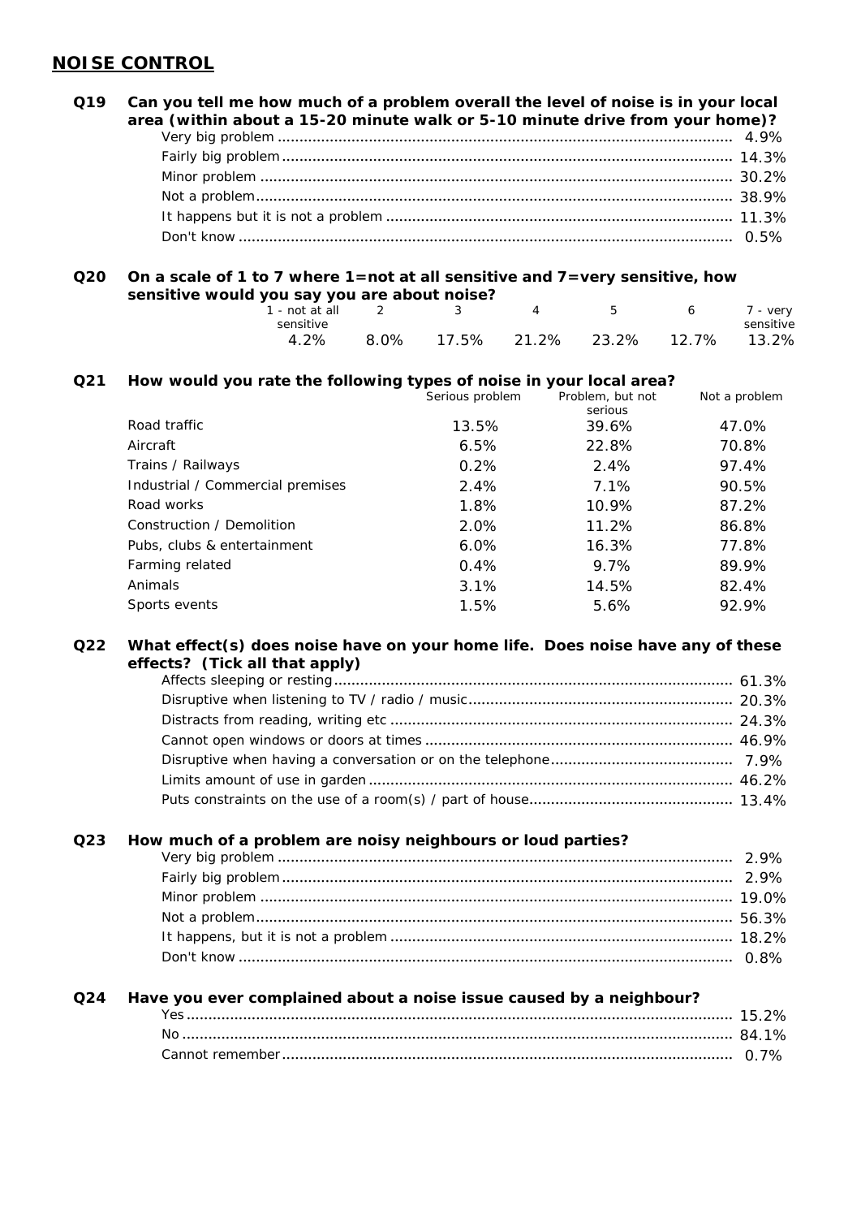## NOISE CONTROL

**Q19 Can you tell me how much of a problem overall the level of noise is in your local area (within about a 15-20 minute walk or 5-10 minute drive from your home)?**

| | |
|---|---|
| Very big problem | 4.9% |
| Fairly big problem | 14.3% |
| Minor problem | 30.2% |
| Not a problem | 38.9% |
| It happens but it is not a problem | 11.3% |
| Don't know | 0.5% |

**Q20 On a scale of 1 to 7 where 1=not at all sensitive and 7=very sensitive, how sensitive would you say you are about noise?**

| 1 - not at all sensitive | 2 | 3 | 4 | 5 | 6 | 7 - very sensitive |
|---|---|---|---|---|---|---|
| 4.2% | 8.0% | 17.5% | 21.2% | 23.2% | 12.7% | 13.2% |

**Q21 How would you rate the following types of noise in your local area?**

| | Serious problem | Problem, but not serious | Not a problem |
|---|---|---|---|
| Road traffic | 13.5% | 39.6% | 47.0% |
| Aircraft | 6.5% | 22.8% | 70.8% |
| Trains / Railways | 0.2% | 2.4% | 97.4% |
| Industrial / Commercial premises | 2.4% | 7.1% | 90.5% |
| Road works | 1.8% | 10.9% | 87.2% |
| Construction / Demolition | 2.0% | 11.2% | 86.8% |
| Pubs, clubs & entertainment | 6.0% | 16.3% | 77.8% |
| Farming related | 0.4% | 9.7% | 89.9% |
| Animals | 3.1% | 14.5% | 82.4% |
| Sports events | 1.5% | 5.6% | 92.9% |

**Q22 What effect(s) does noise have on your home life. Does noise have any of these effects? (Tick all that apply)**

| | |
|---|---|
| Affects sleeping or resting | 61.3% |
| Disruptive when listening to TV / radio / music | 20.3% |
| Distracts from reading, writing etc | 24.3% |
| Cannot open windows or doors at times | 46.9% |
| Disruptive when having a conversation or on the telephone | 7.9% |
| Limits amount of use in garden | 46.2% |
| Puts constraints on the use of a room(s) / part of house | 13.4% |

**Q23 How much of a problem are noisy neighbours or loud parties?**

| | |
|---|---|
| Very big problem | 2.9% |
| Fairly big problem | 2.9% |
| Minor problem | 19.0% |
| Not a problem | 56.3% |
| It happens, but it is not a problem | 18.2% |
| Don't know | 0.8% |

**Q24 Have you ever complained about a noise issue caused by a neighbour?**

| | |
|---|---|
| Yes | 15.2% |
| No | 84.1% |
| Cannot remember | 0.7% |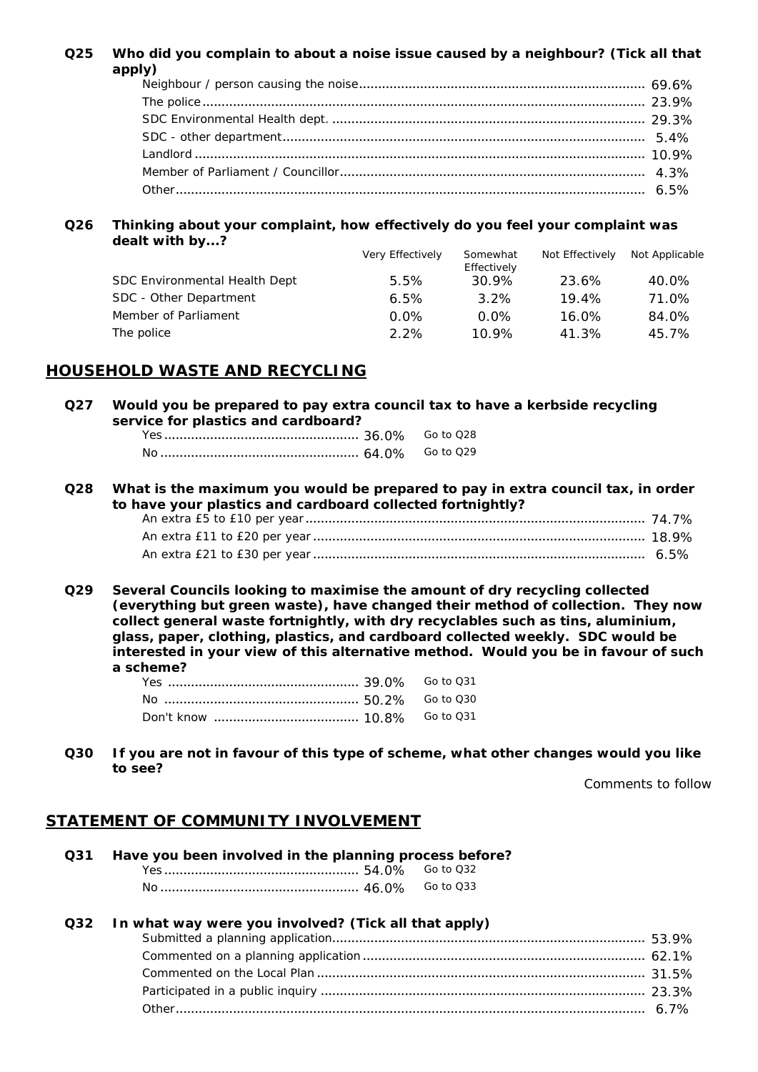**Q25 Who did you complain to about a noise issue caused by a neighbour? (Tick all that apply)**

| | |
|---|---|
| Neighbour / person causing the noise | 69.6% |
| The police | 23.9% |
| SDC Environmental Health dept. | 29.3% |
| SDC - other department | 5.4% |
| Landlord | 10.9% |
| Member of Parliament / Councillor | 4.3% |
| Other | 6.5% |

**Q26 Thinking about your complaint, how effectively do you feel your complaint was dealt with by...?**

| | Very Effectively | Somewhat Effectively | Not Effectively | Not Applicable |
|---|---|---|---|---|
| SDC Environmental Health Dept | 5.5% | 30.9% | 23.6% | 40.0% |
| SDC - Other Department | 6.5% | 3.2% | 19.4% | 71.0% |
| Member of Parliament | 0.0% | 0.0% | 16.0% | 84.0% |
| The police | 2.2% | 10.9% | 41.3% | 45.7% |

## HOUSEHOLD WASTE AND RECYCLING

**Q27 Would you be prepared to pay extra council tax to have a kerbside recycling service for plastics and cardboard?**

| | | |
|---|---|---|
| Yes | 36.0% | Go to Q28 |
| No | 64.0% | Go to Q29 |

**Q28 What is the maximum you would be prepared to pay in extra council tax, in order to have your plastics and cardboard collected fortnightly?**

| | |
|---|---|
| An extra £5 to £10 per year | 74.7% |
| An extra £11 to £20 per year | 18.9% |
| An extra £21 to £30 per year | 6.5% |

**Q29 Several Councils looking to maximise the amount of dry recycling collected (everything but green waste), have changed their method of collection. They now collect general waste fortnightly, with dry recyclables such as tins, aluminium, glass, paper, clothing, plastics, and cardboard collected weekly. SDC would be interested in your view of this alternative method. Would you be in favour of such a scheme?**

| | | |
|---|---|---|
| Yes | 39.0% | Go to Q31 |
| No | 50.2% | Go to Q30 |
| Don't know | 10.8% | Go to Q31 |

**Q30 If you are not in favour of this type of scheme, what other changes would you like to see?**

Comments to follow

## STATEMENT OF COMMUNITY INVOLVEMENT

**Q31 Have you been involved in the planning process before?**

| | | |
|---|---|---|
| Yes | 54.0% | Go to Q32 |
| No | 46.0% | Go to Q33 |

**Q32 In what way were you involved? (Tick all that apply)**

| | |
|---|---|
| Submitted a planning application | 53.9% |
| Commented on a planning application | 62.1% |
| Commented on the Local Plan | 31.5% |
| Participated in a public inquiry | 23.3% |
| Other | 6.7% |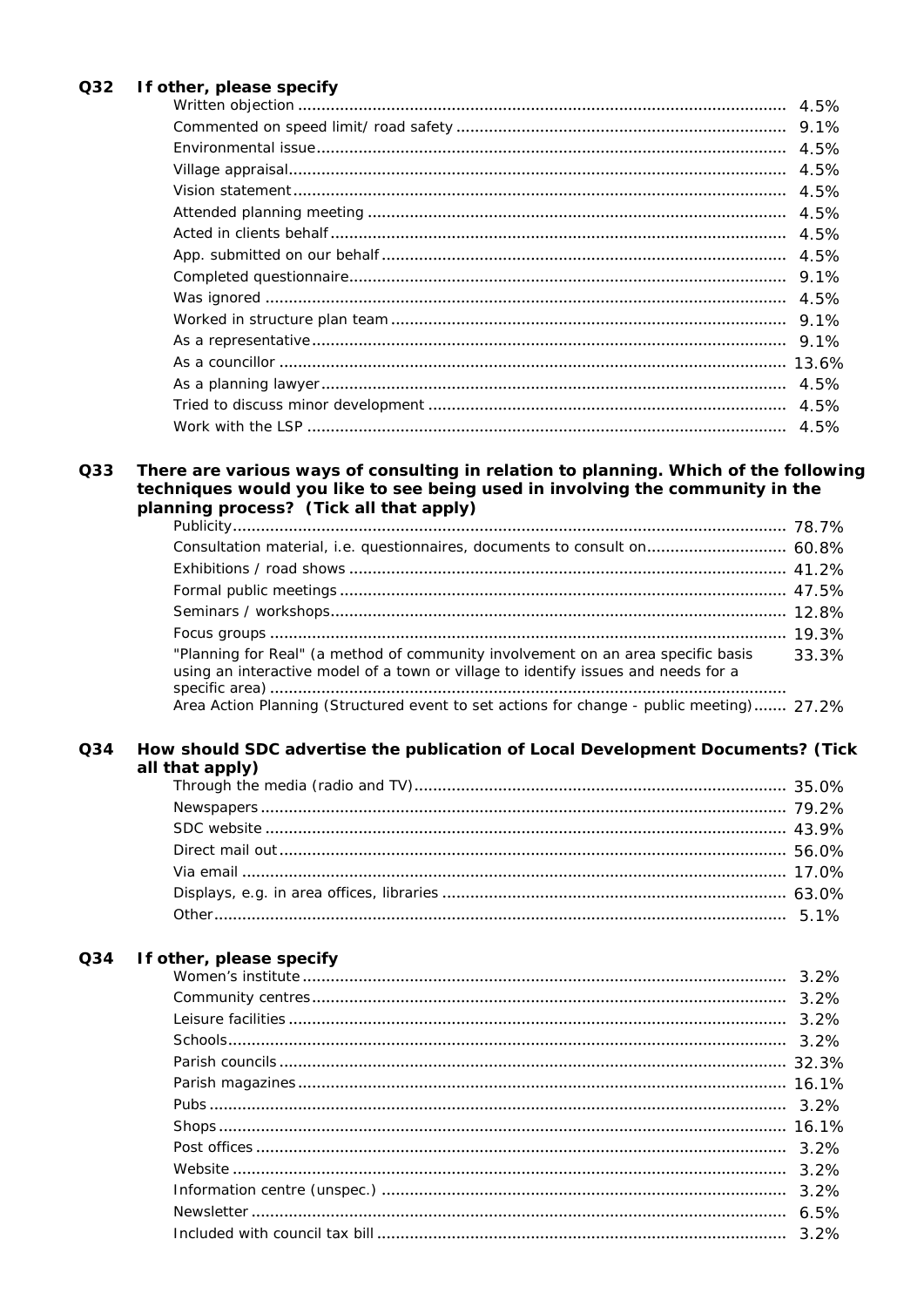**Q32 If other, please specify**

| | |
|---|---|
| Written objection | 4.5% |
| Commented on speed limit/ road safety | 9.1% |
| Environmental issue | 4.5% |
| Village appraisal | 4.5% |
| Vision statement | 4.5% |
| Attended planning meeting | 4.5% |
| Acted in clients behalf | 4.5% |
| App. submitted on our behalf | 4.5% |
| Completed questionnaire | 9.1% |
| Was ignored | 4.5% |
| Worked in structure plan team | 9.1% |
| As a representative | 9.1% |
| As a councillor | 13.6% |
| As a planning lawyer | 4.5% |
| Tried to discuss minor development | 4.5% |
| Work with the LSP | 4.5% |

**Q33 There are various ways of consulting in relation to planning. Which of the following techniques would you like to see being used in involving the community in the planning process? (Tick all that apply)**

| | |
|---|---|
| Publicity | 78.7% |
| Consultation material, i.e. questionnaires, documents to consult on | 60.8% |
| Exhibitions / road shows | 41.2% |
| Formal public meetings | 47.5% |
| Seminars / workshops | 12.8% |
| Focus groups | 19.3% |
| "Planning for Real" (a method of community involvement on an area specific basis using an interactive model of a town or village to identify issues and needs for a specific area) | 33.3% |
| Area Action Planning (Structured event to set actions for change - public meeting) | 27.2% |

**Q34 How should SDC advertise the publication of Local Development Documents? (Tick all that apply)**

| | |
|---|---|
| Through the media (radio and TV) | 35.0% |
| Newspapers | 79.2% |
| SDC website | 43.9% |
| Direct mail out | 56.0% |
| Via email | 17.0% |
| Displays, e.g. in area offices, libraries | 63.0% |
| Other | 5.1% |

**Q34 If other, please specify**

| | |
|---|---|
| Women's institute | 3.2% |
| Community centres | 3.2% |
| Leisure facilities | 3.2% |
| Schools | 3.2% |
| Parish councils | 32.3% |
| Parish magazines | 16.1% |
| Pubs | 3.2% |
| Shops | 16.1% |
| Post offices | 3.2% |
| Website | 3.2% |
| Information centre (unspec.) | 3.2% |
| Newsletter | 6.5% |
| Included with council tax bill | 3.2% |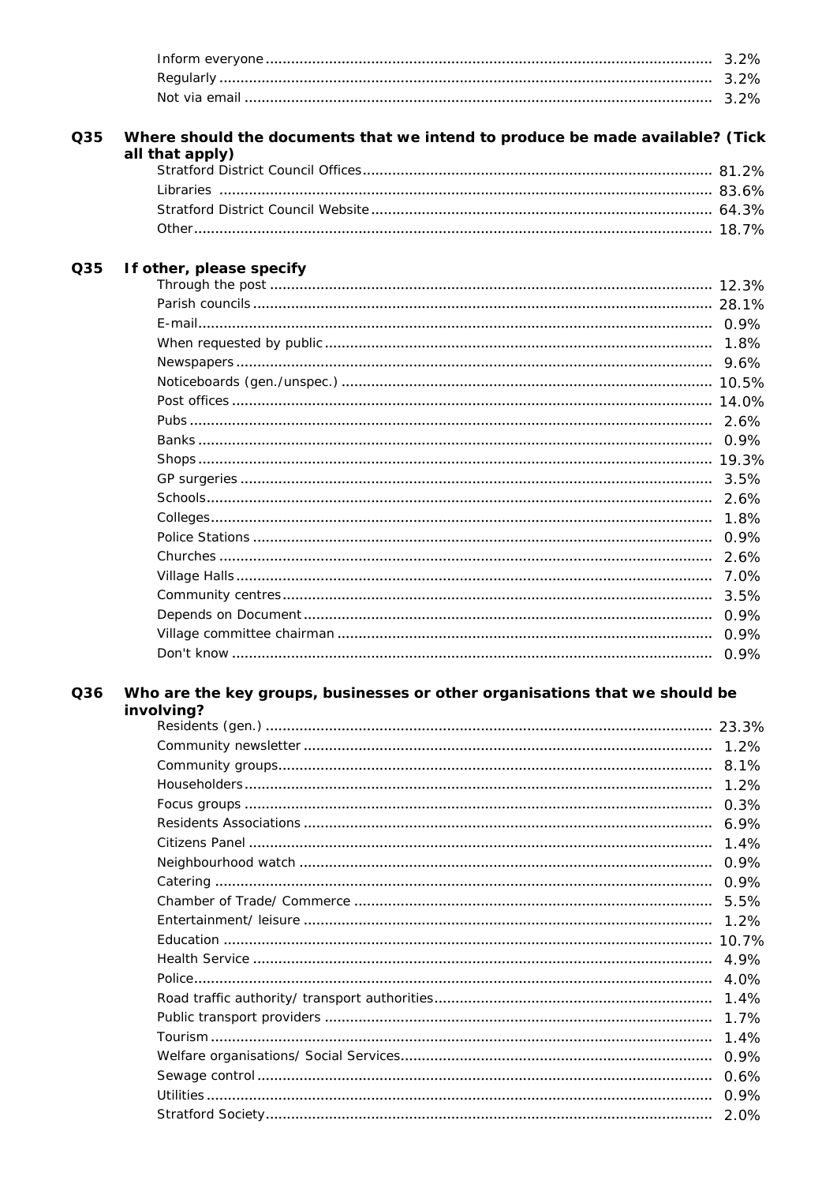| | |
|---|---|
| Inform everyone | 3.2% |
| Regularly | 3.2% |
| Not via email | 3.2% |

**Q35 Where should the documents that we intend to produce be made available? (Tick all that apply)**

| | |
|---|---|
| Stratford District Council Offices | 81.2% |
| Libraries | 83.6% |
| Stratford District Council Website | 64.3% |
| Other | 18.7% |

**Q35 If other, please specify**

| | |
|---|---|
| Through the post | 12.3% |
| Parish councils | 28.1% |
| E-mail | 0.9% |
| When requested by public | 1.8% |
| Newspapers | 9.6% |
| Noticeboards (gen./unspec.) | 10.5% |
| Post offices | 14.0% |
| Pubs | 2.6% |
| Banks | 0.9% |
| Shops | 19.3% |
| GP surgeries | 3.5% |
| Schools | 2.6% |
| Colleges | 1.8% |
| Police Stations | 0.9% |
| Churches | 2.6% |
| Village Halls | 7.0% |
| Community centres | 3.5% |
| Depends on Document | 0.9% |
| Village committee chairman | 0.9% |
| Don't know | 0.9% |

**Q36 Who are the key groups, businesses or other organisations that we should be involving?**

| | |
|---|---|
| Residents (gen.) | 23.3% |
| Community newsletter | 1.2% |
| Community groups | 8.1% |
| Householders | 1.2% |
| Focus groups | 0.3% |
| Residents Associations | 6.9% |
| Citizens Panel | 1.4% |
| Neighbourhood watch | 0.9% |
| Catering | 0.9% |
| Chamber of Trade/ Commerce | 5.5% |
| Entertainment/ leisure | 1.2% |
| Education | 10.7% |
| Health Service | 4.9% |
| Police | 4.0% |
| Road traffic authority/ transport authorities | 1.4% |
| Public transport providers | 1.7% |
| Tourism | 1.4% |
| Welfare organisations/ Social Services | 0.9% |
| Sewage control | 0.6% |
| Utilities | 0.9% |
| Stratford Society | 2.0% |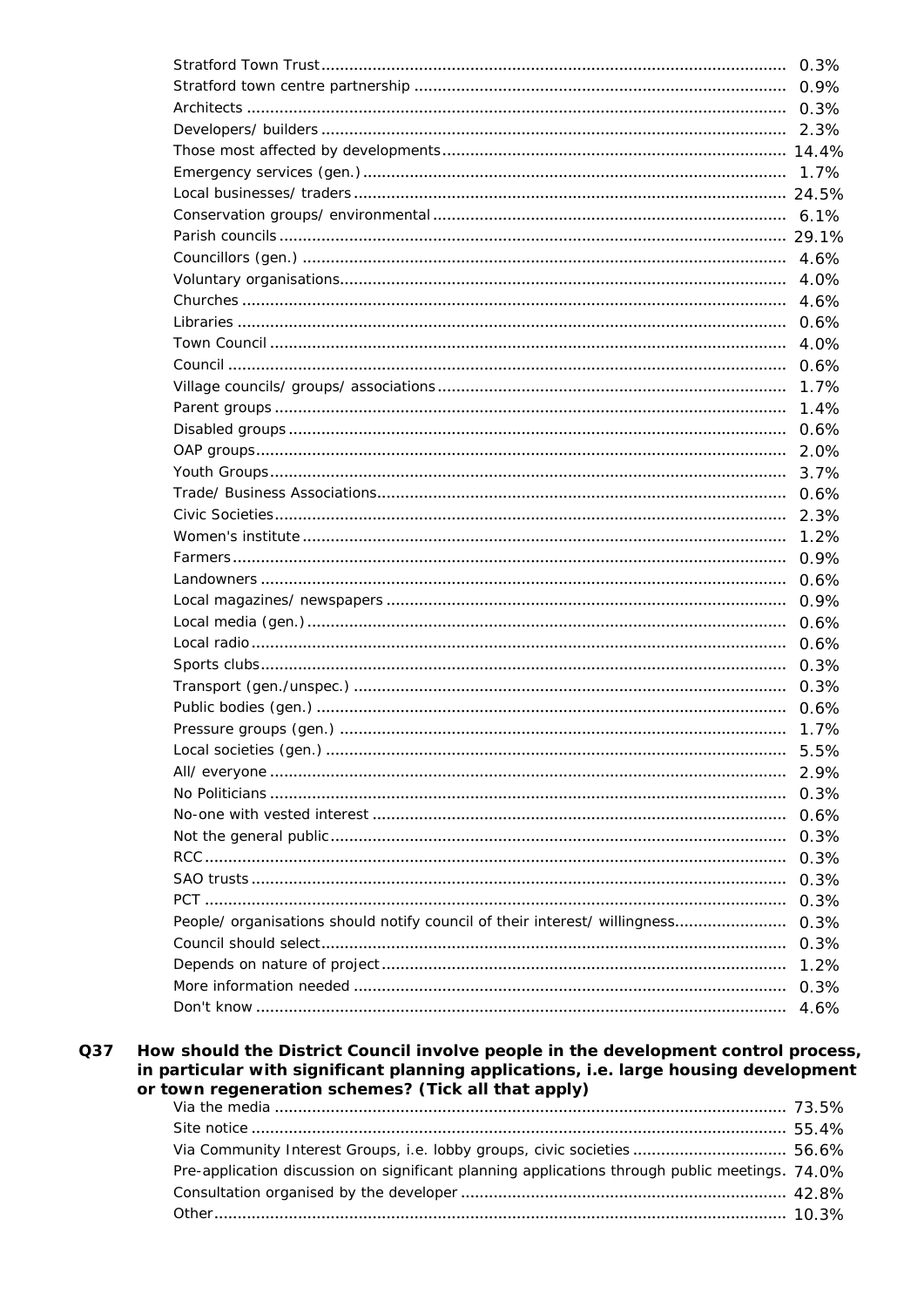| | |
|---|---|
| Stratford Town Trust | 0.3% |
| Stratford town centre partnership | 0.9% |
| Architects | 0.3% |
| Developers/ builders | 2.3% |
| Those most affected by developments | 14.4% |
| Emergency services (gen.) | 1.7% |
| Local businesses/ traders | 24.5% |
| Conservation groups/ environmental | 6.1% |
| Parish councils | 29.1% |
| Councillors (gen.) | 4.6% |
| Voluntary organisations | 4.0% |
| Churches | 4.6% |
| Libraries | 0.6% |
| Town Council | 4.0% |
| Council | 0.6% |
| Village councils/ groups/ associations | 1.7% |
| Parent groups | 1.4% |
| Disabled groups | 0.6% |
| OAP groups | 2.0% |
| Youth Groups | 3.7% |
| Trade/ Business Associations | 0.6% |
| Civic Societies | 2.3% |
| Women's institute | 1.2% |
| Farmers | 0.9% |
| Landowners | 0.6% |
| Local magazines/ newspapers | 0.9% |
| Local media (gen.) | 0.6% |
| Local radio | 0.6% |
| Sports clubs | 0.3% |
| Transport (gen./unspec.) | 0.3% |
| Public bodies (gen.) | 0.6% |
| Pressure groups (gen.) | 1.7% |
| Local societies (gen.) | 5.5% |
| All/ everyone | 2.9% |
| No Politicians | 0.3% |
| No-one with vested interest | 0.6% |
| Not the general public | 0.3% |
| RCC | 0.3% |
| SAO trusts | 0.3% |
| PCT | 0.3% |
| People/ organisations should notify council of their interest/ willingness | 0.3% |
| Council should select | 0.3% |
| Depends on nature of project | 1.2% |
| More information needed | 0.3% |
| Don't know | 4.6% |

**Q37 How should the District Council involve people in the development control process, in particular with significant planning applications, i.e. large housing development or town regeneration schemes? (Tick all that apply)**

| | |
|---|---|
| Via the media | 73.5% |
| Site notice | 55.4% |
| Via Community Interest Groups, i.e. lobby groups, civic societies | 56.6% |
| Pre-application discussion on significant planning applications through public meetings. | 74.0% |
| Consultation organised by the developer | 42.8% |
| Other | 10.3% |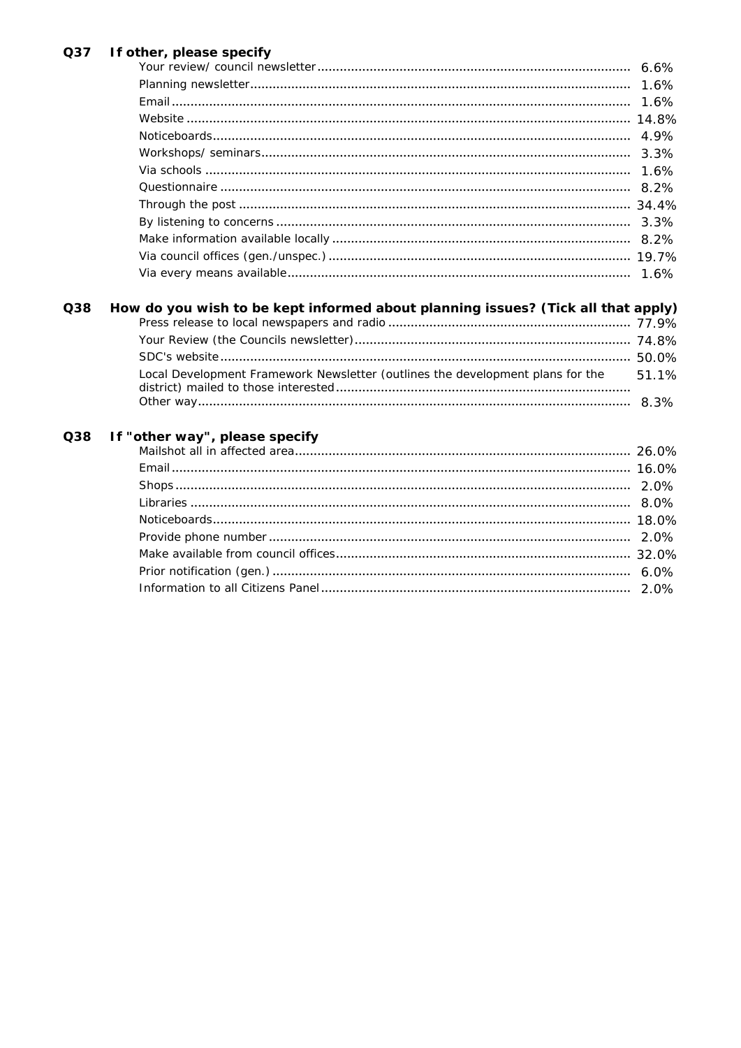### Q37 If other, please specify

| | |
|---|---|
| Your review/ council newsletter | 6.6% |
| Planning newsletter | 1.6% |
| Email | 1.6% |
| Website | 14.8% |
| Noticeboards | 4.9% |
| Workshops/ seminars | 3.3% |
| Via schools | 1.6% |
| Questionnaire | 8.2% |
| Through the post | 34.4% |
| By listening to concerns | 3.3% |
| Make information available locally | 8.2% |
| Via council offices (gen./unspec.) | 19.7% |
| Via every means available | 1.6% |

### Q38 How do you wish to be kept informed about planning issues? (Tick all that apply)

| | |
|---|---|
| Press release to local newspapers and radio | 77.9% |
| Your Review (the Councils newsletter) | 74.8% |
| SDC's website | 50.0% |
| Local Development Framework Newsletter (outlines the development plans for the district) mailed to those interested | 51.1% |
| Other way | 8.3% |

### Q38 If "other way", please specify

| | |
|---|---|
| Mailshot all in affected area | 26.0% |
| Email | 16.0% |
| Shops | 2.0% |
| Libraries | 8.0% |
| Noticeboards | 18.0% |
| Provide phone number | 2.0% |
| Make available from council offices | 32.0% |
| Prior notification (gen.) | 6.0% |
| Information to all Citizens Panel | 2.0% |